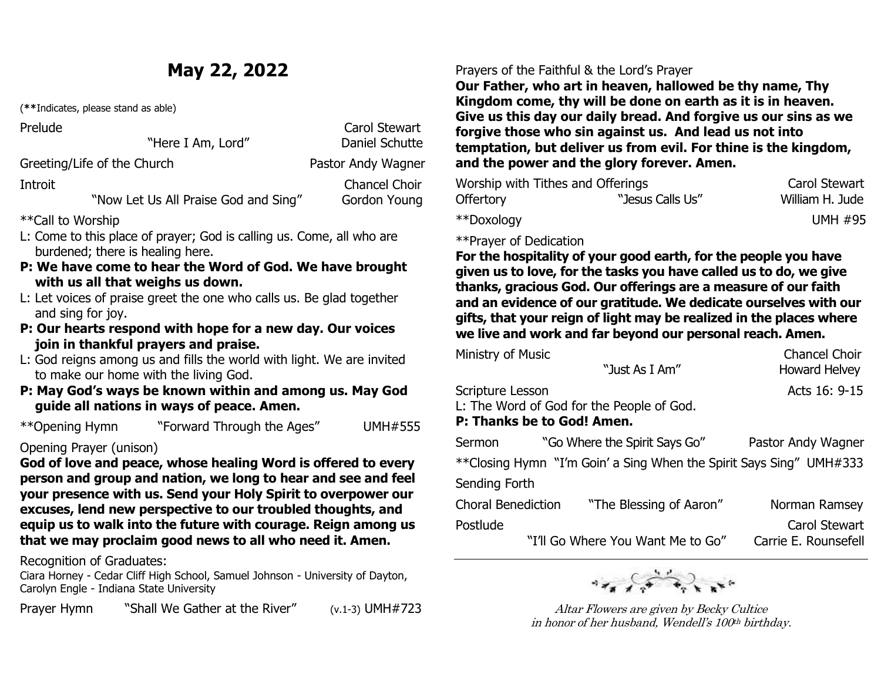# May 22, 2022

(**Indicates, please stand as able)

Prelude — Carol Stewart
"Here I Am, Lord" — Daniel Schutte

Greeting/Life of the Church — Pastor Andy Wagner

Introit — Chancel Choir
"Now Let Us All Praise God and Sing" — Gordon Young

**Call to Worship

L: Come to this place of prayer; God is calling us. Come, all who are burdened; there is healing here.

**P: We have come to hear the Word of God. We have brought with us all that weighs us down.**

L: Let voices of praise greet the one who calls us. Be glad together and sing for joy.

**P: Our hearts respond with hope for a new day. Our voices join in thankful prayers and praise.**

L: God reigns among us and fills the world with light. We are invited to make our home with the living God.

**P: May God's ways be known within and among us. May God guide all nations in ways of peace. Amen.**

**Opening Hymn — "Forward Through the Ages" — UMH#555

Opening Prayer (unison)

**God of love and peace, whose healing Word is offered to every person and group and nation, we long to hear and see and feel your presence with us. Send your Holy Spirit to overpower our excuses, lend new perspective to our troubled thoughts, and equip us to walk into the future with courage. Reign among us that we may proclaim good news to all who need it. Amen.**

Recognition of Graduates:

Ciara Horney - Cedar Cliff High School, Samuel Johnson - University of Dayton, Carolyn Engle - Indiana State University

Prayer Hymn — "Shall We Gather at the River" — (v.1-3) UMH#723

Prayers of the Faithful & the Lord's Prayer

**Our Father, who art in heaven, hallowed be thy name, Thy Kingdom come, thy will be done on earth as it is in heaven. Give us this day our daily bread. And forgive us our sins as we forgive those who sin against us. And lead us not into temptation, but deliver us from evil. For thine is the kingdom, and the power and the glory forever. Amen.**

Worship with Tithes and Offerings — Carol Stewart

Offertory — "Jesus Calls Us" — William H. Jude

**Doxology — UMH #95

**Prayer of Dedication

**For the hospitality of your good earth, for the people you have given us to love, for the tasks you have called us to do, we give thanks, gracious God. Our offerings are a measure of our faith and an evidence of our gratitude. We dedicate ourselves with our gifts, that your reign of light may be realized in the places where we live and work and far beyond our personal reach. Amen.**

Ministry of Music — Chancel Choir
"Just As I Am" — Howard Helvey

Scripture Lesson — Acts 16: 9-15

L: The Word of God for the People of God.

**P: Thanks be to God! Amen.**

Sermon — "Go Where the Spirit Says Go" — Pastor Andy Wagner

**Closing Hymn "I'm Goin' a Sing When the Spirit Says Sing" UMH#333

Sending Forth

Choral Benediction — "The Blessing of Aaron" — Norman Ramsey

Postlude — Carol Stewart
"I'll Go Where You Want Me to Go" — Carrie E. Rounsefell

---

*Altar Flowers are given by Becky Cultice in honor of her husband, Wendell's 100th birthday.*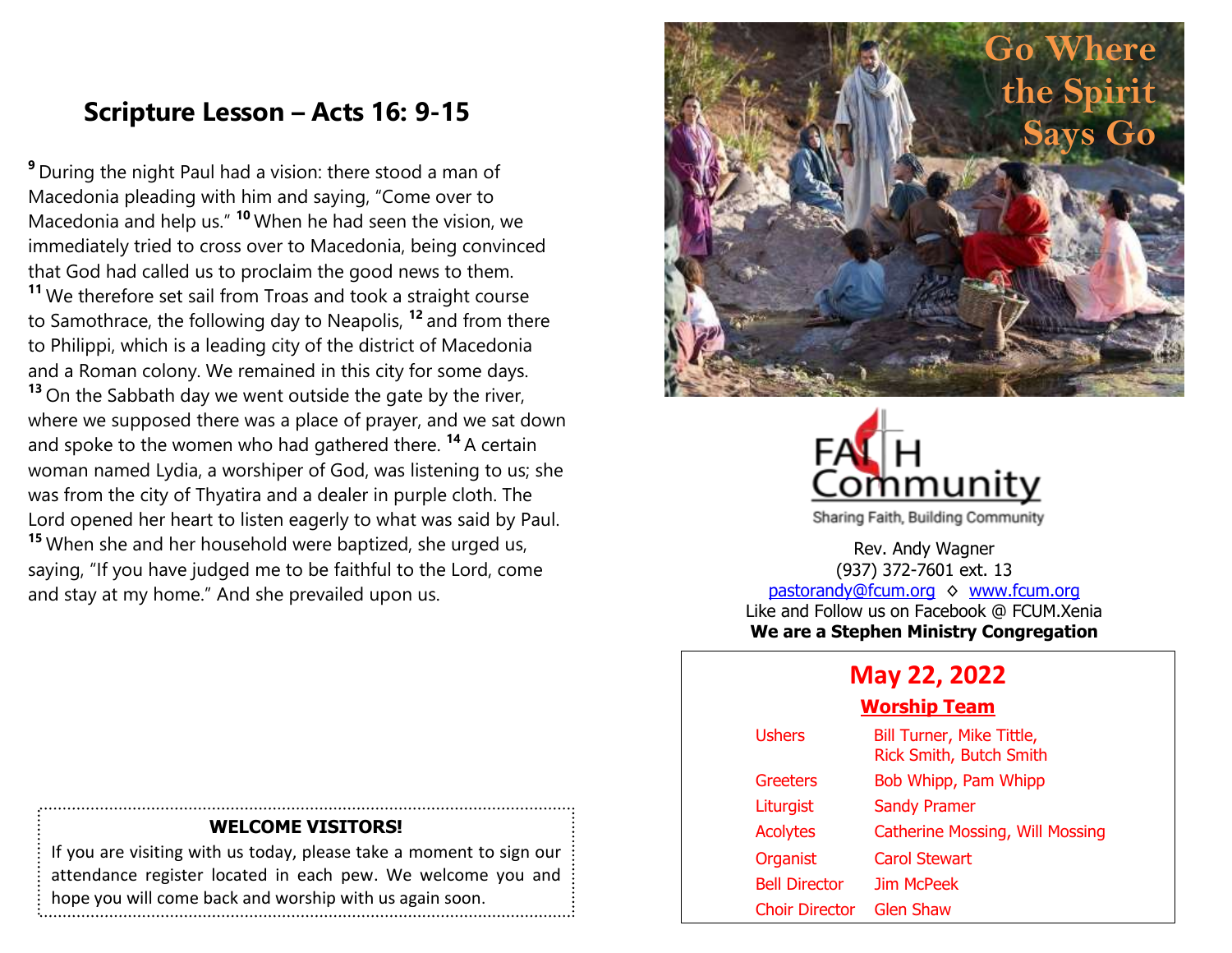## Scripture Lesson – Acts 16: 9-15

[9] During the night Paul had a vision: there stood a man of Macedonia pleading with him and saying, "Come over to Macedonia and help us." [10] When he had seen the vision, we immediately tried to cross over to Macedonia, being convinced that God had called us to proclaim the good news to them. [11] We therefore set sail from Troas and took a straight course to Samothrace, the following day to Neapolis, [12] and from there to Philippi, which is a leading city of the district of Macedonia and a Roman colony. We remained in this city for some days. [13] On the Sabbath day we went outside the gate by the river, where we supposed there was a place of prayer, and we sat down and spoke to the women who had gathered there. [14] A certain woman named Lydia, a worshiper of God, was listening to us; she was from the city of Thyatira and a dealer in purple cloth. The Lord opened her heart to listen eagerly to what was said by Paul. [15] When she and her household were baptized, she urged us, saying, "If you have judged me to be faithful to the Lord, come and stay at my home." And she prevailed upon us.

**WELCOME VISITORS!**

If you are visiting with us today, please take a moment to sign our attendance register located in each pew. We welcome you and hope you will come back and worship with us again soon.

Go Where the Spirit Says Go

FAITH Community

Sharing Faith, Building Community

Rev. Andy Wagner
(937) 372-7601 ext. 13
pastorandy@fcum.org ◊ www.fcum.org
Like and Follow us on Facebook @ FCUM.Xenia
**We are a Stephen Ministry Congregation**

## May 22, 2022

**Worship Team**

| | |
|---|---|
| Ushers | Bill Turner, Mike Tittle, Rick Smith, Butch Smith |
| Greeters | Bob Whipp, Pam Whipp |
| Liturgist | Sandy Pramer |
| Acolytes | Catherine Mossing, Will Mossing |
| Organist | Carol Stewart |
| Bell Director | Jim McPeek |
| Choir Director | Glen Shaw |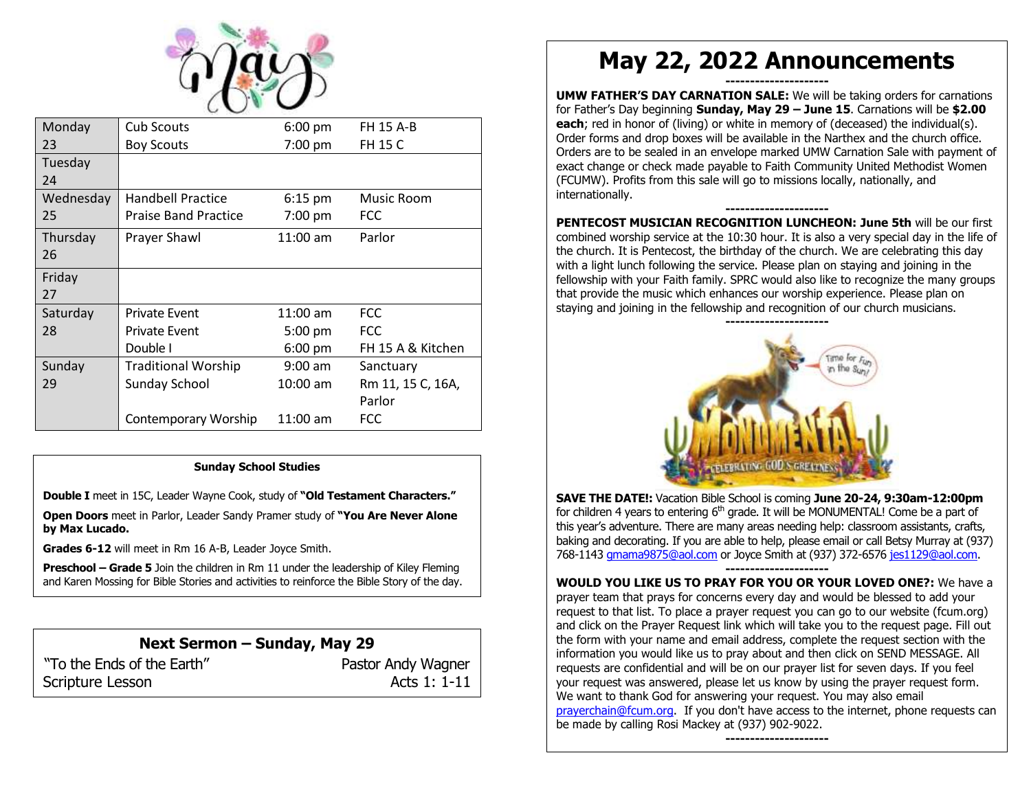# May

| | | | |
|---|---|---|---|
| Monday 23 | Cub Scouts | 6:00 pm | FH 15 A-B |
| | Boy Scouts | 7:00 pm | FH 15 C |
| Tuesday 24 | | | |
| Wednesday 25 | Handbell Practice | 6:15 pm | Music Room |
| | Praise Band Practice | 7:00 pm | FCC |
| Thursday 26 | Prayer Shawl | 11:00 am | Parlor |
| Friday 27 | | | |
| Saturday 28 | Private Event | 11:00 am | FCC |
| | Private Event | 5:00 pm | FCC |
| | Double I | 6:00 pm | FH 15 A & Kitchen |
| Sunday 29 | Traditional Worship | 9:00 am | Sanctuary |
| | Sunday School | 10:00 am | Rm 11, 15 C, 16A, Parlor |
| | Contemporary Worship | 11:00 am | FCC |

**Sunday School Studies**

**Double I** meet in 15C, Leader Wayne Cook, study of **"Old Testament Characters."**

**Open Doors** meet in Parlor, Leader Sandy Pramer study of **"You Are Never Alone by Max Lucado.**

**Grades 6-12** will meet in Rm 16 A-B, Leader Joyce Smith.

**Preschool – Grade 5** Join the children in Rm 11 under the leadership of Kiley Fleming and Karen Mossing for Bible Stories and activities to reinforce the Bible Story of the day.

**Next Sermon – Sunday, May 29**

"To the Ends of the Earth" — Pastor Andy Wagner

Scripture Lesson — Acts 1: 1-11

# May 22, 2022 Announcements

---

**UMW FATHER'S DAY CARNATION SALE:** We will be taking orders for carnations for Father's Day beginning **Sunday, May 29 – June 15**. Carnations will be **$2.00 each**; red in honor of (living) or white in memory of (deceased) the individual(s). Order forms and drop boxes will be available in the Narthex and the church office. Orders are to be sealed in an envelope marked UMW Carnation Sale with payment of exact change or check made payable to Faith Community United Methodist Women (FCUMW). Profits from this sale will go to missions locally, nationally, and internationally.

---

**PENTECOST MUSICIAN RECOGNITION LUNCHEON: June 5th** will be our first combined worship service at the 10:30 hour. It is also a very special day in the life of the church. It is Pentecost, the birthday of the church. We are celebrating this day with a light lunch following the service. Please plan on staying and joining in the fellowship with your Faith family. SPRC would also like to recognize the many groups that provide the music which enhances our worship experience. Please plan on staying and joining in the fellowship and recognition of our church musicians.

---

**SAVE THE DATE!:** Vacation Bible School is coming **June 20-24, 9:30am-12:00pm** for children 4 years to entering 6th grade. It will be MONUMENTAL! Come be a part of this year's adventure. There are many areas needing help: classroom assistants, crafts, baking and decorating. If you are able to help, please email or call Betsy Murray at (937) 768-1143 gmama9875@aol.com or Joyce Smith at (937) 372-6576 jes1129@aol.com.

---

**WOULD YOU LIKE US TO PRAY FOR YOU OR YOUR LOVED ONE?:** We have a prayer team that prays for concerns every day and would be blessed to add your request to that list. To place a prayer request you can go to our website (fcum.org) and click on the Prayer Request link which will take you to the request page. Fill out the form with your name and email address, complete the request section with the information you would like us to pray about and then click on SEND MESSAGE. All requests are confidential and will be on our prayer list for seven days. If you feel your request was answered, please let us know by using the prayer request form. We want to thank God for answering your request. You may also email prayerchain@fcum.org. If you don't have access to the internet, phone requests can be made by calling Rosi Mackey at (937) 902-9022.

---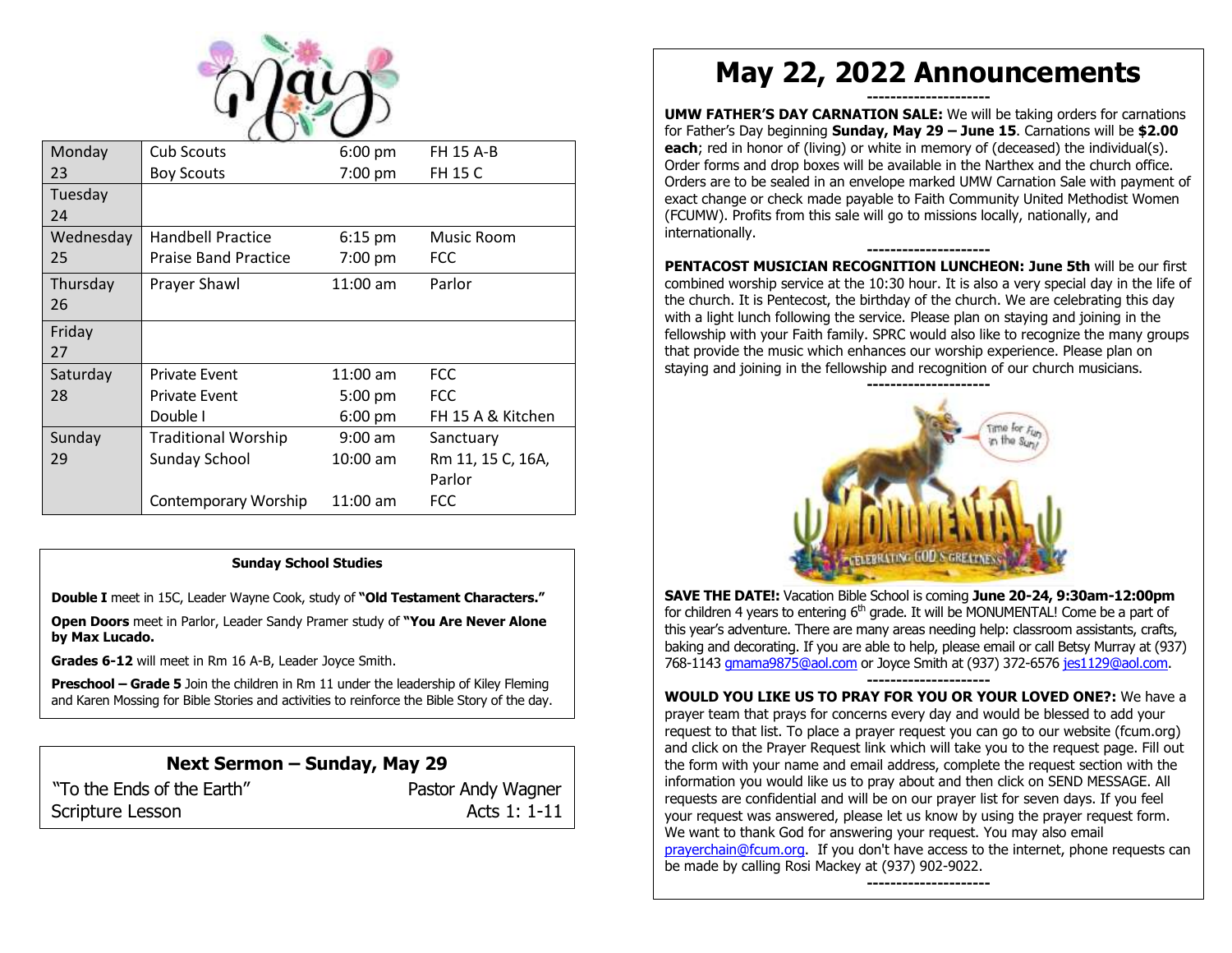| | | | |
|---|---|---|---|
| Monday 23 | Cub Scouts<br>Boy Scouts | 6:00 pm<br>7:00 pm | FH 15 A-B<br>FH 15 C |
| Tuesday 24 | | | |
| Wednesday 25 | Handbell Practice<br>Praise Band Practice | 6:15 pm<br>7:00 pm | Music Room<br>FCC |
| Thursday 26 | Prayer Shawl | 11:00 am | Parlor |
| Friday 27 | | | |
| Saturday 28 | Private Event<br>Private Event<br>Double I | 11:00 am<br>5:00 pm<br>6:00 pm | FCC<br>FCC<br>FH 15 A & Kitchen |
| Sunday 29 | Traditional Worship<br>Sunday School<br><br>Contemporary Worship | 9:00 am<br>10:00 am<br><br>11:00 am | Sanctuary<br>Rm 11, 15 C, 16A, Parlor<br>FCC |

**Sunday School Studies**

**Double I** meet in 15C, Leader Wayne Cook, study of **"Old Testament Characters."**

**Open Doors** meet in Parlor, Leader Sandy Pramer study of **"You Are Never Alone by Max Lucado.**

**Grades 6-12** will meet in Rm 16 A-B, Leader Joyce Smith.

**Preschool – Grade 5** Join the children in Rm 11 under the leadership of Kiley Fleming and Karen Mossing for Bible Stories and activities to reinforce the Bible Story of the day.

**Next Sermon – Sunday, May 29**

"To the Ends of the Earth" — Pastor Andy Wagner

Scripture Lesson — Acts 1: 1-11

# May 22, 2022 Announcements

---

**UMW FATHER'S DAY CARNATION SALE:** We will be taking orders for carnations for Father's Day beginning **Sunday, May 29 – June 15**. Carnations will be **$2.00 each**; red in honor of (living) or white in memory of (deceased) the individual(s). Order forms and drop boxes will be available in the Narthex and the church office. Orders are to be sealed in an envelope marked UMW Carnation Sale with payment of exact change or check made payable to Faith Community United Methodist Women (FCUMW). Profits from this sale will go to missions locally, nationally, and internationally.

---

**PENTACOST MUSICIAN RECOGNITION LUNCHEON: June 5th** will be our first combined worship service at the 10:30 hour. It is also a very special day in the life of the church. It is Pentecost, the birthday of the church. We are celebrating this day with a light lunch following the service. Please plan on staying and joining in the fellowship with your Faith family. SPRC would also like to recognize the many groups that provide the music which enhances our worship experience. Please plan on staying and joining in the fellowship and recognition of our church musicians.

---

**SAVE THE DATE!:** Vacation Bible School is coming **June 20-24, 9:30am-12:00pm** for children 4 years to entering 6th grade. It will be MONUMENTAL! Come be a part of this year's adventure. There are many areas needing help: classroom assistants, crafts, baking and decorating. If you are able to help, please email or call Betsy Murray at (937) 768-1143 gmama9875@aol.com or Joyce Smith at (937) 372-6576 jes1129@aol.com.

---

**WOULD YOU LIKE US TO PRAY FOR YOU OR YOUR LOVED ONE?:** We have a prayer team that prays for concerns every day and would be blessed to add your request to that list. To place a prayer request you can go to our website (fcum.org) and click on the Prayer Request link which will take you to the request page. Fill out the form with your name and email address, complete the request section with the information you would like us to pray about and then click on SEND MESSAGE. All requests are confidential and will be on our prayer list for seven days. If you feel your request was answered, please let us know by using the prayer request form. We want to thank God for answering your request. You may also email prayerchain@fcum.org. If you don't have access to the internet, phone requests can be made by calling Rosi Mackey at (937) 902-9022.

---